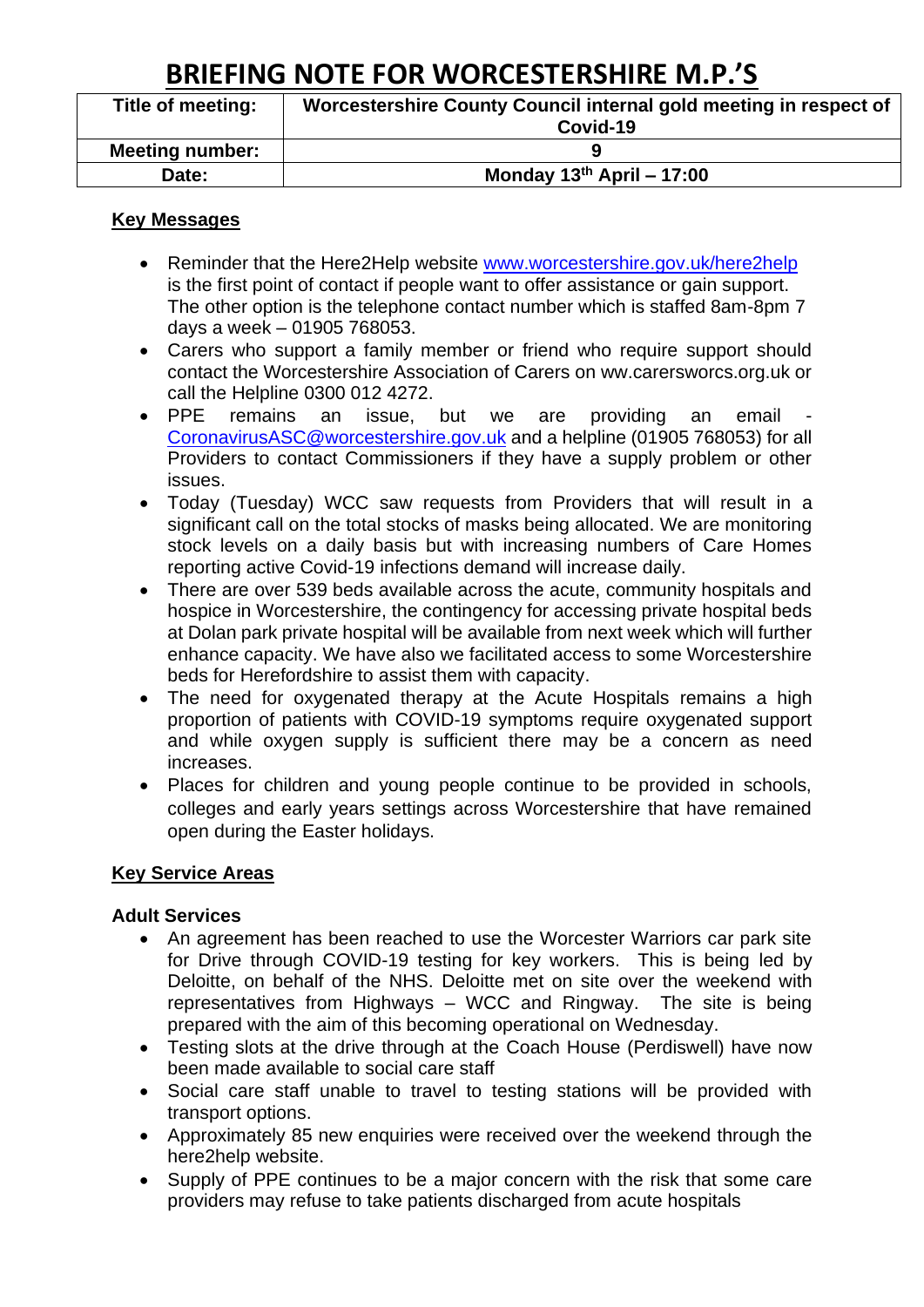# BRIEFING NOTE FOR WORCESTERSHIRE M.P.'S

| Title of meeting: | Worcestershire County Council internal gold meeting in respect of Covid-19 |
|---|---|
| Meeting number: | 9 |
| Date: | Monday 13th April – 17:00 |

## Key Messages

- Reminder that the Here2Help website www.worcestershire.gov.uk/here2help is the first point of contact if people want to offer assistance or gain support. The other option is the telephone contact number which is staffed 8am-8pm 7 days a week – 01905 768053.
- Carers who support a family member or friend who require support should contact the Worcestershire Association of Carers on ww.carersworcs.org.uk or call the Helpline 0300 012 4272.
- PPE remains an issue, but we are providing an email - CoronavirusASC@worcestershire.gov.uk and a helpline (01905 768053) for all Providers to contact Commissioners if they have a supply problem or other issues.
- Today (Tuesday) WCC saw requests from Providers that will result in a significant call on the total stocks of masks being allocated. We are monitoring stock levels on a daily basis but with increasing numbers of Care Homes reporting active Covid-19 infections demand will increase daily.
- There are over 539 beds available across the acute, community hospitals and hospice in Worcestershire, the contingency for accessing private hospital beds at Dolan park private hospital will be available from next week which will further enhance capacity. We have also we facilitated access to some Worcestershire beds for Herefordshire to assist them with capacity.
- The need for oxygenated therapy at the Acute Hospitals remains a high proportion of patients with COVID-19 symptoms require oxygenated support and while oxygen supply is sufficient there may be a concern as need increases.
- Places for children and young people continue to be provided in schools, colleges and early years settings across Worcestershire that have remained open during the Easter holidays.

## Key Service Areas

### Adult Services

- An agreement has been reached to use the Worcester Warriors car park site for Drive through COVID-19 testing for key workers. This is being led by Deloitte, on behalf of the NHS. Deloitte met on site over the weekend with representatives from Highways – WCC and Ringway. The site is being prepared with the aim of this becoming operational on Wednesday.
- Testing slots at the drive through at the Coach House (Perdiswell) have now been made available to social care staff
- Social care staff unable to travel to testing stations will be provided with transport options.
- Approximately 85 new enquiries were received over the weekend through the here2help website.
- Supply of PPE continues to be a major concern with the risk that some care providers may refuse to take patients discharged from acute hospitals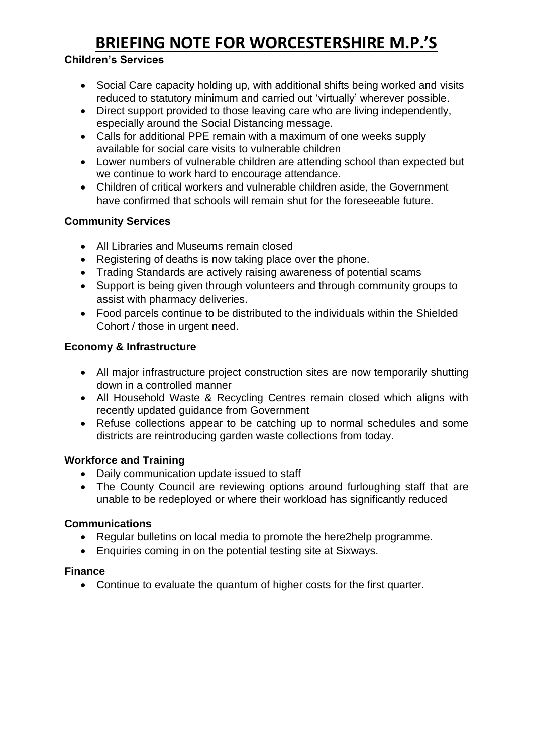# BRIEFING NOTE FOR WORCESTERSHIRE M.P.'S

**Children's Services**

- Social Care capacity holding up, with additional shifts being worked and visits reduced to statutory minimum and carried out 'virtually' wherever possible.
- Direct support provided to those leaving care who are living independently, especially around the Social Distancing message.
- Calls for additional PPE remain with a maximum of one weeks supply available for social care visits to vulnerable children
- Lower numbers of vulnerable children are attending school than expected but we continue to work hard to encourage attendance.
- Children of critical workers and vulnerable children aside, the Government have confirmed that schools will remain shut for the foreseeable future.

**Community Services**

- All Libraries and Museums remain closed
- Registering of deaths is now taking place over the phone.
- Trading Standards are actively raising awareness of potential scams
- Support is being given through volunteers and through community groups to assist with pharmacy deliveries.
- Food parcels continue to be distributed to the individuals within the Shielded Cohort / those in urgent need.

**Economy & Infrastructure**

- All major infrastructure project construction sites are now temporarily shutting down in a controlled manner
- All Household Waste & Recycling Centres remain closed which aligns with recently updated guidance from Government
- Refuse collections appear to be catching up to normal schedules and some districts are reintroducing garden waste collections from today.

**Workforce and Training**

- Daily communication update issued to staff
- The County Council are reviewing options around furloughing staff that are unable to be redeployed or where their workload has significantly reduced

**Communications**

- Regular bulletins on local media to promote the here2help programme.
- Enquiries coming in on the potential testing site at Sixways.

**Finance**

- Continue to evaluate the quantum of higher costs for the first quarter.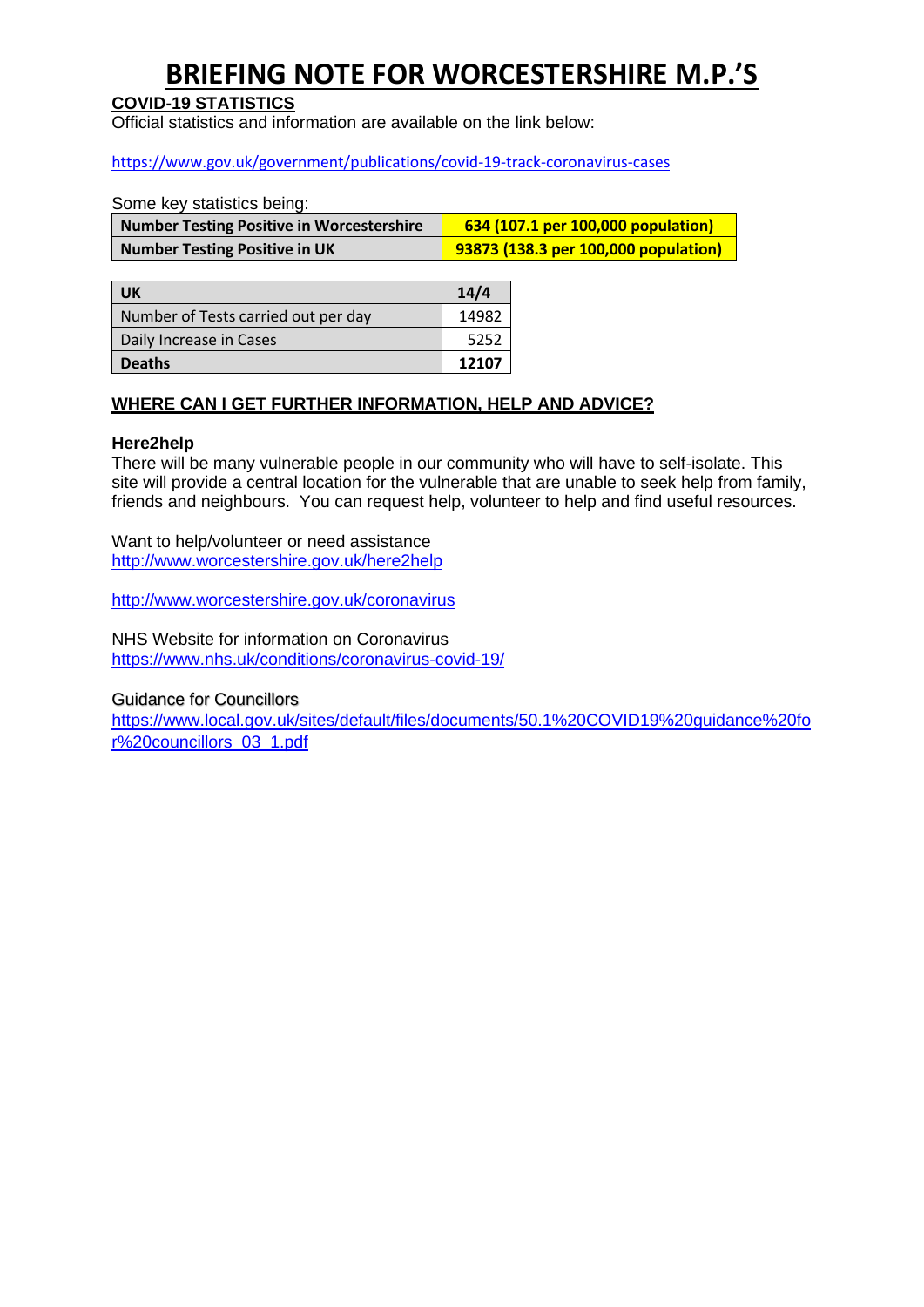# BRIEFING NOTE FOR WORCESTERSHIRE M.P.'S

**COVID-19 STATISTICS**

Official statistics and information are available on the link below:

https://www.gov.uk/government/publications/covid-19-track-coronavirus-cases

Some key statistics being:

| | |
|---|---|
| **Number Testing Positive in Worcestershire** | **634 (107.1 per 100,000 population)** |
| **Number Testing Positive in UK** | **93873 (138.3 per 100,000 population)** |

| **UK** | **14/4** |
|---|---|
| Number of Tests carried out per day | 14982 |
| Daily Increase in Cases | 5252 |
| **Deaths** | **12107** |

## WHERE CAN I GET FURTHER INFORMATION, HELP AND ADVICE?

**Here2help**

There will be many vulnerable people in our community who will have to self-isolate. This site will provide a central location for the vulnerable that are unable to seek help from family, friends and neighbours. You can request help, volunteer to help and find useful resources.

Want to help/volunteer or need assistance
http://www.worcestershire.gov.uk/here2help

http://www.worcestershire.gov.uk/coronavirus

NHS Website for information on Coronavirus
https://www.nhs.uk/conditions/coronavirus-covid-19/

Guidance for Councillors
https://www.local.gov.uk/sites/default/files/documents/50.1%20COVID19%20guidance%20for%20councillors_03_1.pdf